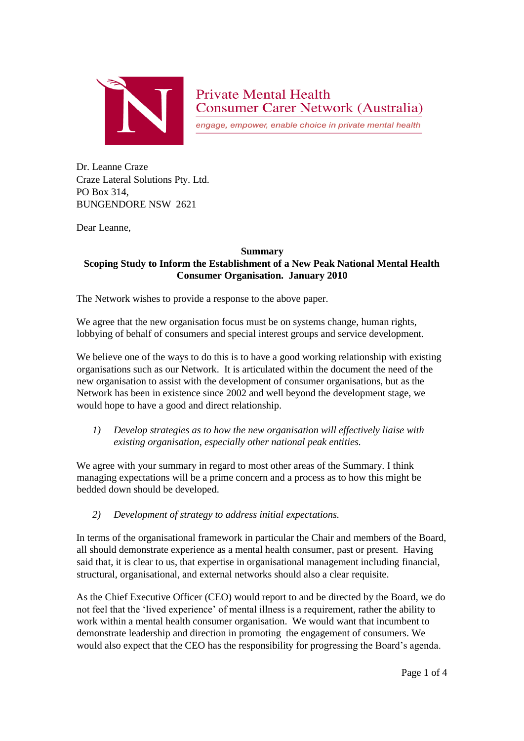Private Mental Health
Consumer Carer Network (Australia)
*engage, empower, enable choice in private mental health*

Dr. Leanne Craze
Craze Lateral Solutions Pty. Ltd.
PO Box 314,
BUNGENDORE NSW 2621

Dear Leanne,

**Summary**
**Scoping Study to Inform the Establishment of a New Peak National Mental Health Consumer Organisation. January 2010**

The Network wishes to provide a response to the above paper.

We agree that the new organisation focus must be on systems change, human rights, lobbying of behalf of consumers and special interest groups and service development.

We believe one of the ways to do this is to have a good working relationship with existing organisations such as our Network. It is articulated within the document the need of the new organisation to assist with the development of consumer organisations, but as the Network has been in existence since 2002 and well beyond the development stage, we would hope to have a good and direct relationship.

1) *Develop strategies as to how the new organisation will effectively liaise with existing organisation, especially other national peak entities.*

We agree with your summary in regard to most other areas of the Summary. I think managing expectations will be a prime concern and a process as to how this might be bedded down should be developed.

2) *Development of strategy to address initial expectations.*

In terms of the organisational framework in particular the Chair and members of the Board, all should demonstrate experience as a mental health consumer, past or present. Having said that, it is clear to us, that expertise in organisational management including financial, structural, organisational, and external networks should also a clear requisite.

As the Chief Executive Officer (CEO) would report to and be directed by the Board, we do not feel that the 'lived experience' of mental illness is a requirement, rather the ability to work within a mental health consumer organisation. We would want that incumbent to demonstrate leadership and direction in promoting the engagement of consumers. We would also expect that the CEO has the responsibility for progressing the Board's agenda.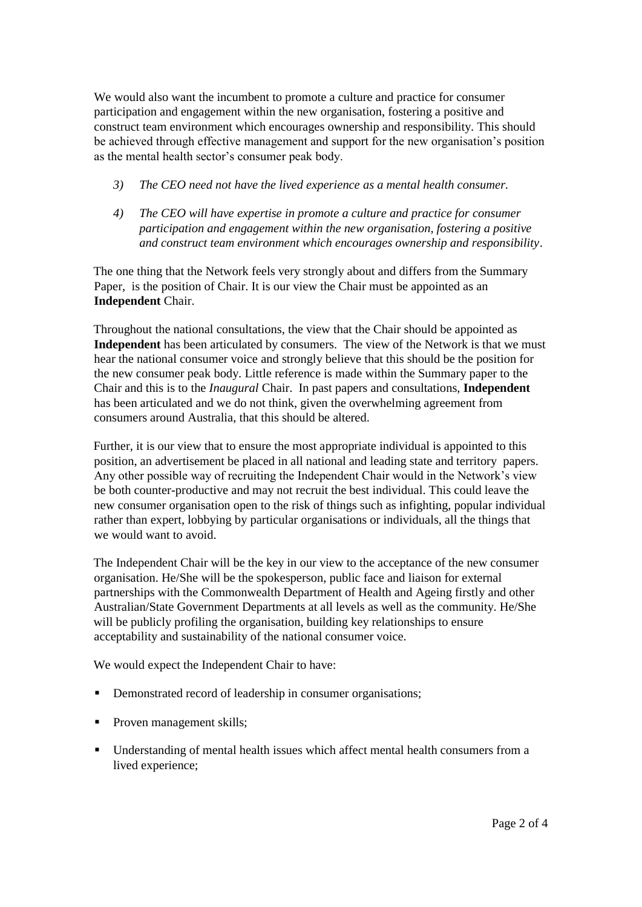We would also want the incumbent to promote a culture and practice for consumer participation and engagement within the new organisation, fostering a positive and construct team environment which encourages ownership and responsibility. This should be achieved through effective management and support for the new organisation's position as the mental health sector's consumer peak body.

3) *The CEO need not have the lived experience as a mental health consumer.*

4) *The CEO will have expertise in promote a culture and practice for consumer participation and engagement within the new organisation, fostering a positive and construct team environment which encourages ownership and responsibility.*

The one thing that the Network feels very strongly about and differs from the Summary Paper, is the position of Chair. It is our view the Chair must be appointed as an **Independent** Chair.

Throughout the national consultations, the view that the Chair should be appointed as **Independent** has been articulated by consumers. The view of the Network is that we must hear the national consumer voice and strongly believe that this should be the position for the new consumer peak body. Little reference is made within the Summary paper to the Chair and this is to the *Inaugural* Chair. In past papers and consultations, **Independent** has been articulated and we do not think, given the overwhelming agreement from consumers around Australia, that this should be altered.

Further, it is our view that to ensure the most appropriate individual is appointed to this position, an advertisement be placed in all national and leading state and territory papers. Any other possible way of recruiting the Independent Chair would in the Network's view be both counter-productive and may not recruit the best individual. This could leave the new consumer organisation open to the risk of things such as infighting, popular individual rather than expert, lobbying by particular organisations or individuals, all the things that we would want to avoid.

The Independent Chair will be the key in our view to the acceptance of the new consumer organisation. He/She will be the spokesperson, public face and liaison for external partnerships with the Commonwealth Department of Health and Ageing firstly and other Australian/State Government Departments at all levels as well as the community. He/She will be publicly profiling the organisation, building key relationships to ensure acceptability and sustainability of the national consumer voice.

We would expect the Independent Chair to have:

- Demonstrated record of leadership in consumer organisations;
- Proven management skills;
- Understanding of mental health issues which affect mental health consumers from a lived experience;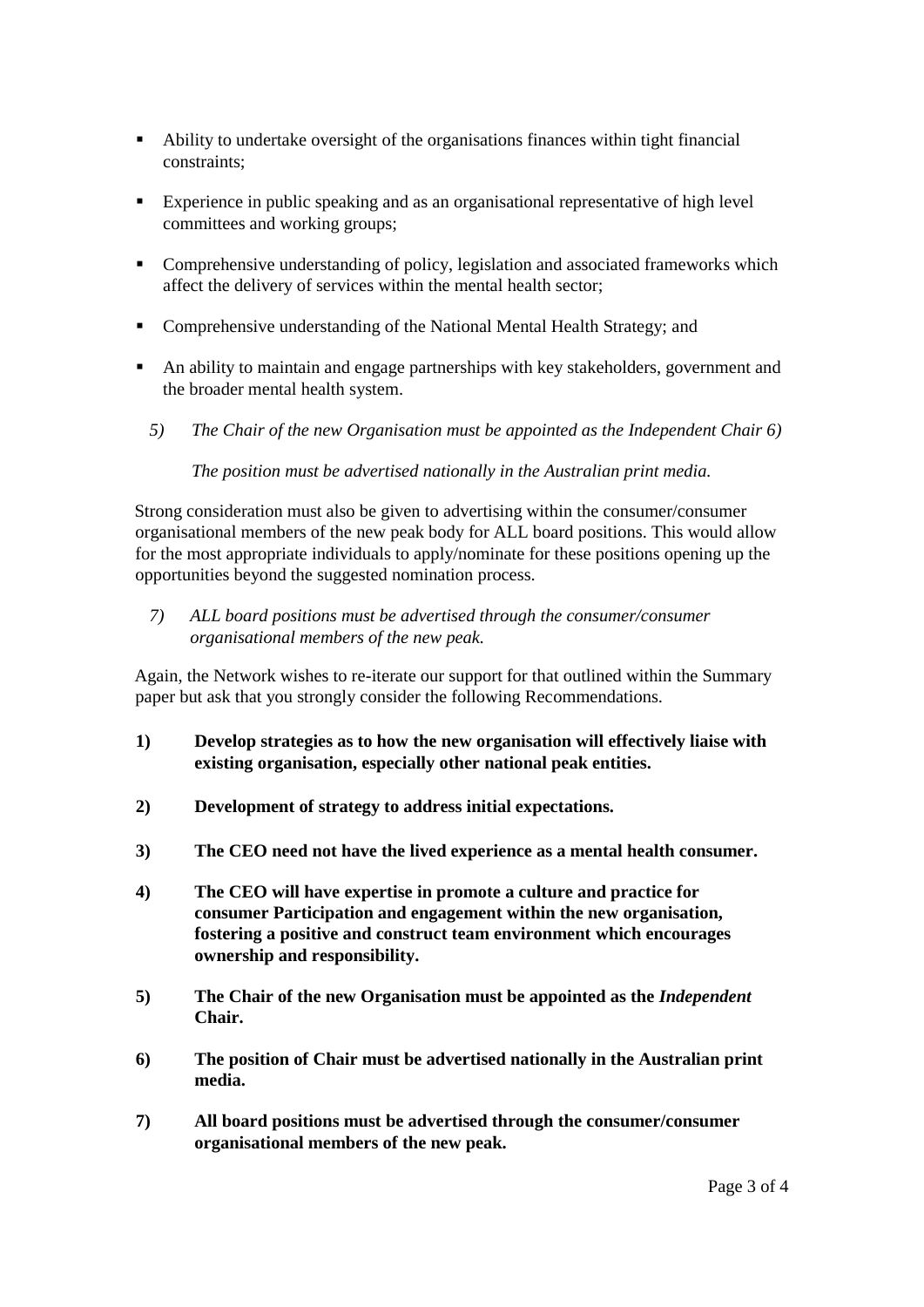- Ability to undertake oversight of the organisations finances within tight financial constraints;
- Experience in public speaking and as an organisational representative of high level committees and working groups;
- Comprehensive understanding of policy, legislation and associated frameworks which affect the delivery of services within the mental health sector;
- Comprehensive understanding of the National Mental Health Strategy; and
- An ability to maintain and engage partnerships with key stakeholders, government and the broader mental health system.

*5) The Chair of the new Organisation must be appointed as the Independent Chair 6)*

*The position must be advertised nationally in the Australian print media.*

Strong consideration must also be given to advertising within the consumer/consumer organisational members of the new peak body for ALL board positions. This would allow for the most appropriate individuals to apply/nominate for these positions opening up the opportunities beyond the suggested nomination process.

*7) ALL board positions must be advertised through the consumer/consumer organisational members of the new peak.*

Again, the Network wishes to re-iterate our support for that outlined within the Summary paper but ask that you strongly consider the following Recommendations.

1) **Develop strategies as to how the new organisation will effectively liaise with existing organisation, especially other national peak entities.**

2) **Development of strategy to address initial expectations.**

3) **The CEO need not have the lived experience as a mental health consumer.**

4) **The CEO will have expertise in promote a culture and practice for consumer Participation and engagement within the new organisation, fostering a positive and construct team environment which encourages ownership and responsibility.**

5) **The Chair of the new Organisation must be appointed as the *Independent* Chair.**

6) **The position of Chair must be advertised nationally in the Australian print media.**

7) **All board positions must be advertised through the consumer/consumer organisational members of the new peak.**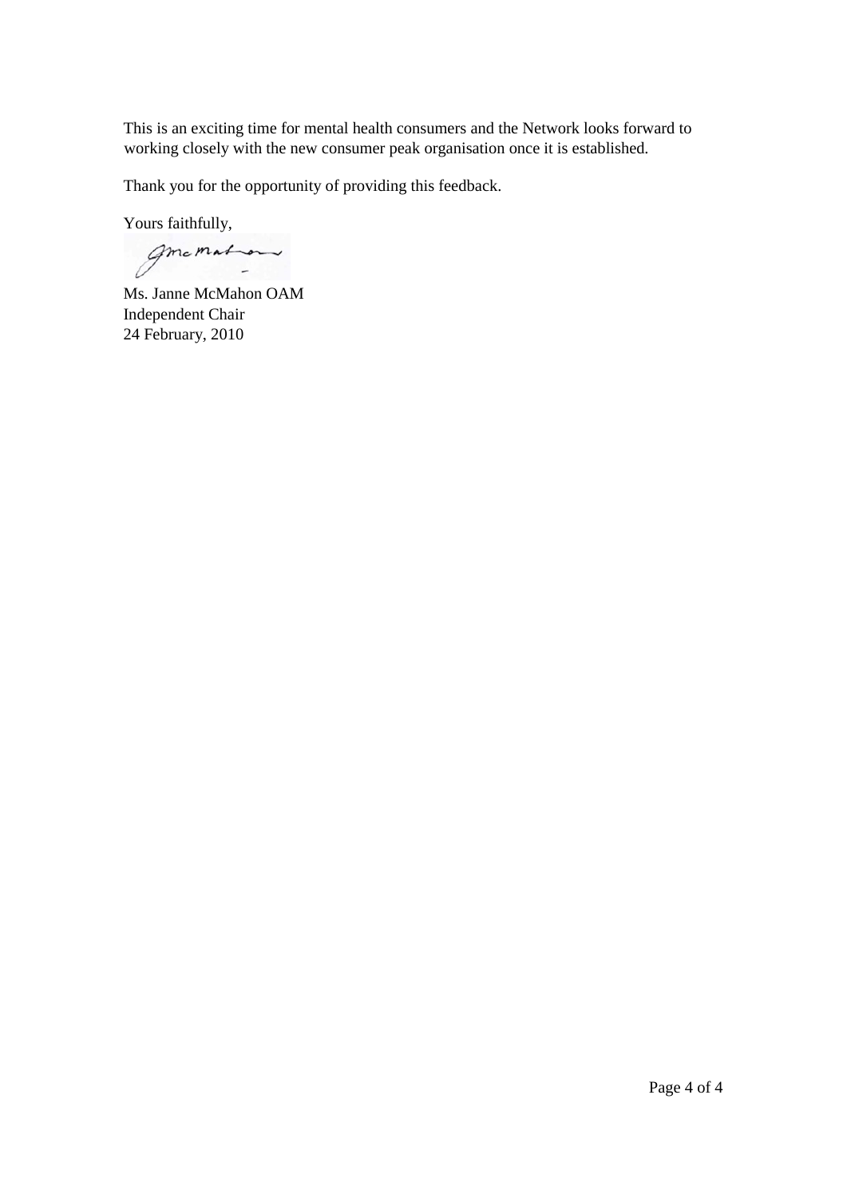This is an exciting time for mental health consumers and the Network looks forward to working closely with the new consumer peak organisation once it is established.

Thank you for the opportunity of providing this feedback.

Yours faithfully,

Ms. Janne McMahon OAM
Independent Chair
24 February, 2010